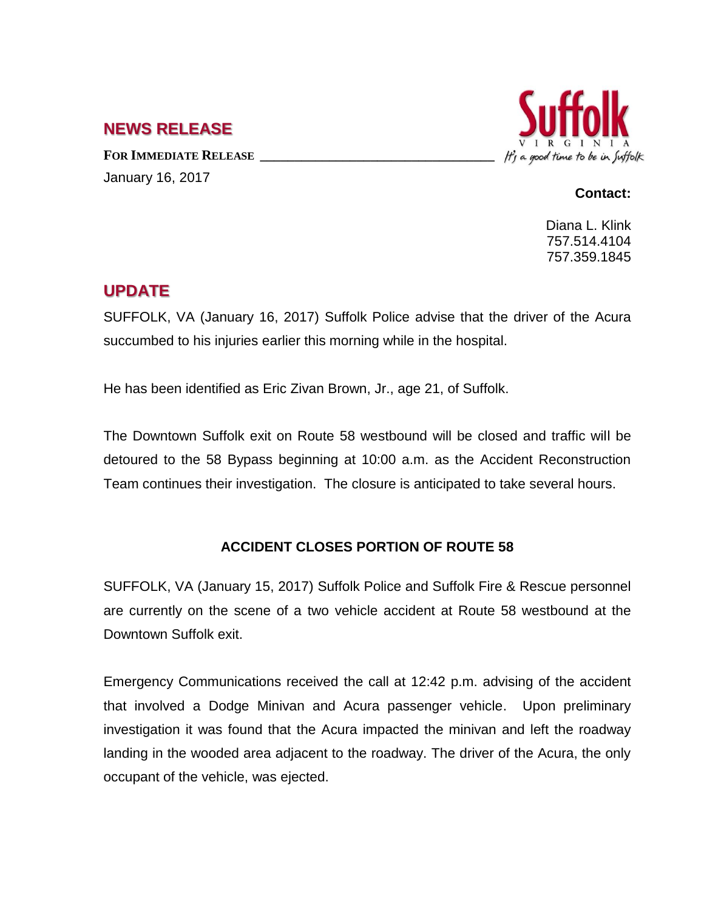## NEWS RELEASE

**FOR IMMEDIATE RELEASE**

January 16, 2017

Suffolk VIRGINIA *It's a good time to be in Suffolk*

**Contact:**

Diana L. Klink
757.514.4104
757.359.1845

## UPDATE

SUFFOLK, VA (January 16, 2017) Suffolk Police advise that the driver of the Acura succumbed to his injuries earlier this morning while in the hospital.

He has been identified as Eric Zivan Brown, Jr., age 21, of Suffolk.

The Downtown Suffolk exit on Route 58 westbound will be closed and traffic will be detoured to the 58 Bypass beginning at 10:00 a.m. as the Accident Reconstruction Team continues their investigation. The closure is anticipated to take several hours.

**ACCIDENT CLOSES PORTION OF ROUTE 58**

SUFFOLK, VA (January 15, 2017) Suffolk Police and Suffolk Fire & Rescue personnel are currently on the scene of a two vehicle accident at Route 58 westbound at the Downtown Suffolk exit.

Emergency Communications received the call at 12:42 p.m. advising of the accident that involved a Dodge Minivan and Acura passenger vehicle. Upon preliminary investigation it was found that the Acura impacted the minivan and left the roadway landing in the wooded area adjacent to the roadway. The driver of the Acura, the only occupant of the vehicle, was ejected.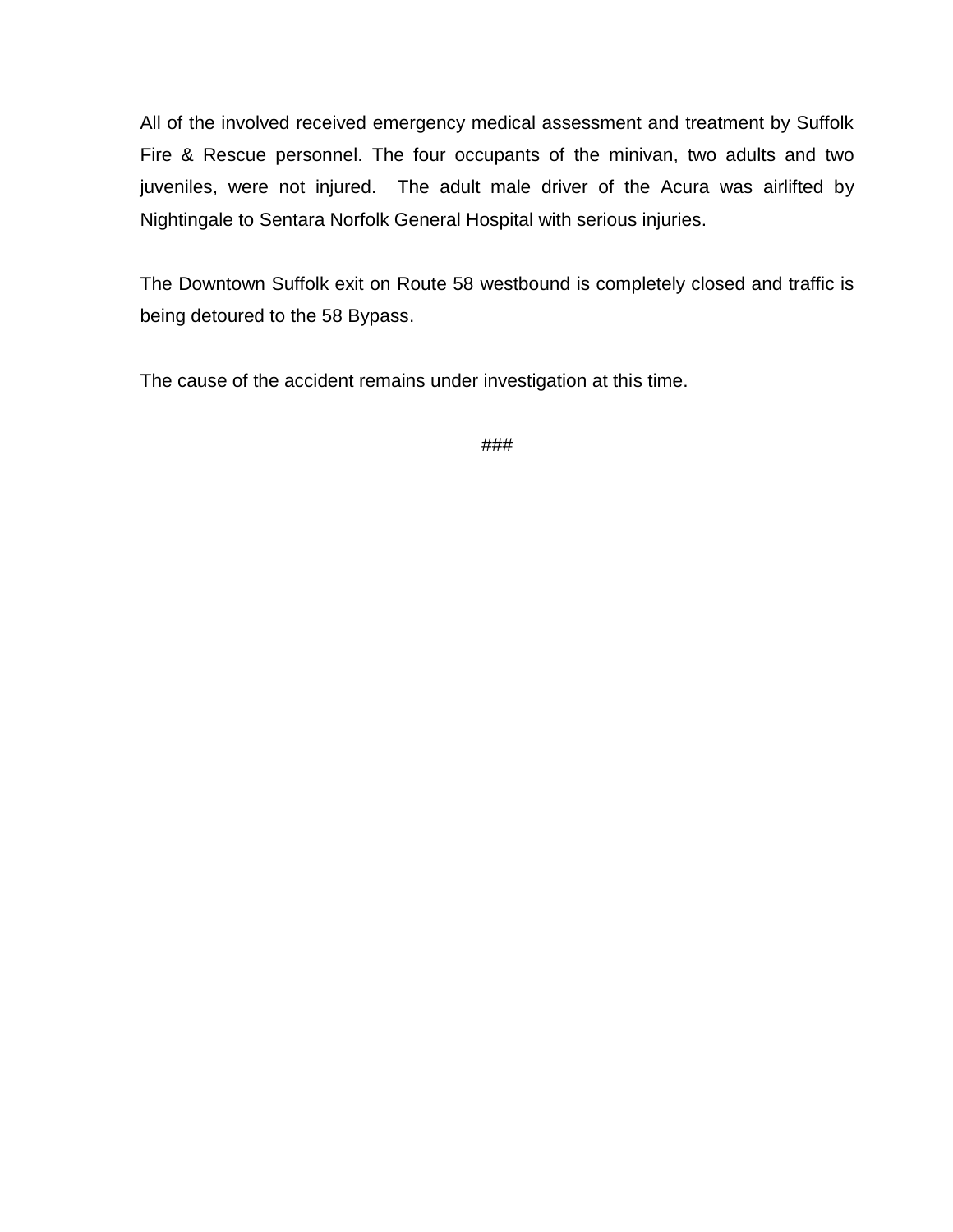All of the involved received emergency medical assessment and treatment by Suffolk Fire & Rescue personnel. The four occupants of the minivan, two adults and two juveniles, were not injured.  The adult male driver of the Acura was airlifted by Nightingale to Sentara Norfolk General Hospital with serious injuries.

The Downtown Suffolk exit on Route 58 westbound is completely closed and traffic is being detoured to the 58 Bypass.

The cause of the accident remains under investigation at this time.

###